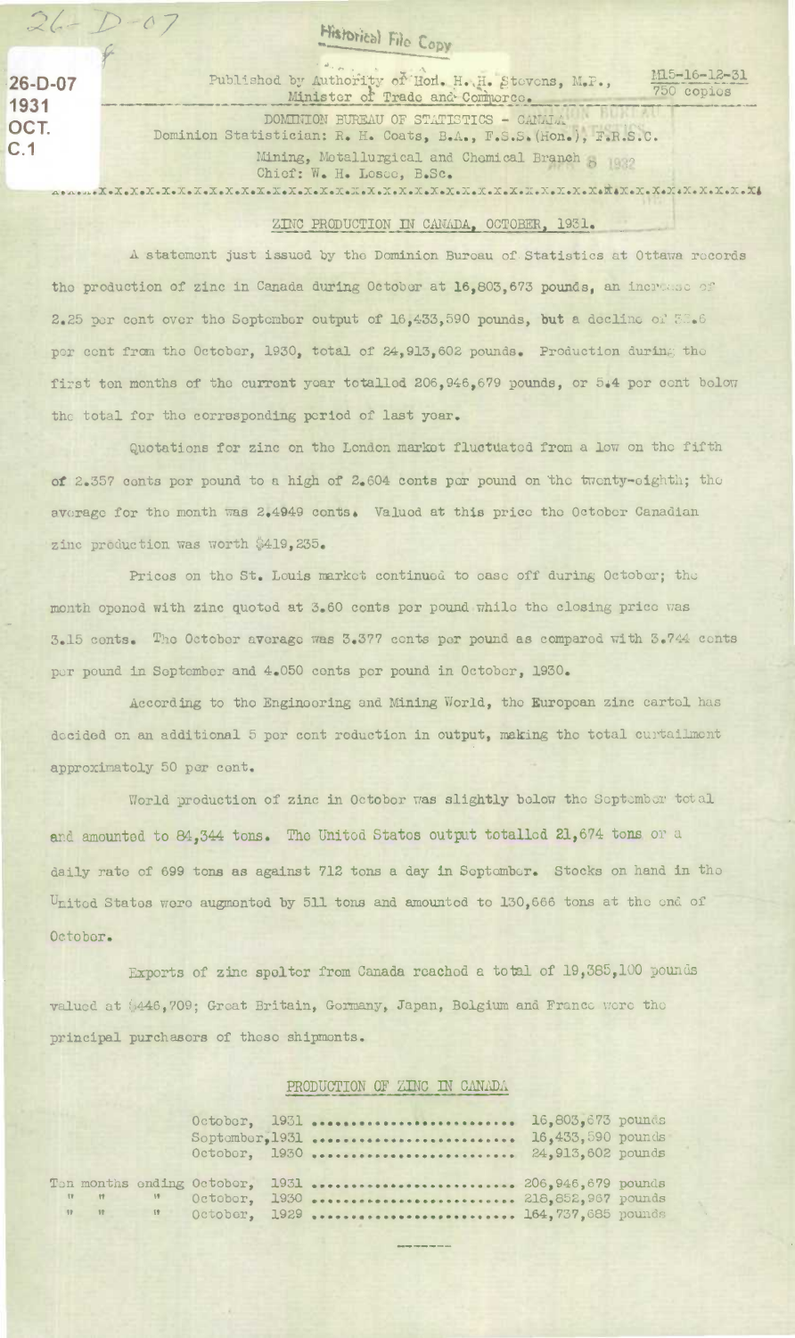26-D-07

26-D-07
1931
OCT.
C.1

Historical File Copy

Published by Authority of Hon. H. H. Stevens, M.P., Minister of Trade and Commerce.

M15-16-12-31
750 copies

DOMINION BUREAU OF STATISTICS - CANADA
Dominion Statistician: R. H. Coats, B.A., F.S.S.(Hon.), F.R.S.C.
Mining, Metallurgical and Chemical Branch
Chief: W. H. Losee, B.Sc.

## ZINC PRODUCTION IN CANADA, OCTOBER, 1931.

A statement just issued by the Dominion Bureau of Statistics at Ottawa records the production of zinc in Canada during October at 16,803,673 pounds, an increase of 2.25 per cent over the September output of 16,433,590 pounds, but a decline of 32.6 per cent from the October, 1930, total of 24,913,602 pounds. Production during the first ten months of the current year totalled 206,946,679 pounds, or 5.4 per cent below the total for the corresponding period of last year.

Quotations for zinc on the London market fluctuated from a low on the fifth of 2.357 cents per pound to a high of 2.604 cents per pound on the twenty-eighth; the average for the month was 2.4949 cents. Valued at this price the October Canadian zinc production was worth $419,235.

Prices on the St. Louis market continued to ease off during October; the month opened with zinc quoted at 3.60 cents per pound while the closing price was 3.15 cents. The October average was 3.377 cents per pound as compared with 3.744 cents per pound in September and 4.050 cents per pound in October, 1930.

According to the Engineering and Mining World, the European zinc cartel has decided on an additional 5 per cent reduction in output, making the total curtailment approximately 50 per cent.

World production of zinc in October was slightly below the September total and amounted to 84,344 tons. The United States output totalled 21,674 tons or a daily rate of 699 tons as against 712 tons a day in September. Stocks on hand in the United States were augmented by 511 tons and amounted to 130,666 tons at the end of October.

Exports of zinc spelter from Canada reached a total of 19,385,100 pounds valued at $446,709; Great Britain, Germany, Japan, Belgium and France were the principal purchasers of these shipments.

### PRODUCTION OF ZINC IN CANADA

| Period | Pounds |
|---|---|
| October, 1931 | 16,803,673 pounds |
| September, 1931 | 16,433,590 pounds |
| October, 1930 | 24,913,602 pounds |
| Ten months ending October, 1931 | 206,946,679 pounds |
| " " " October, 1930 | 218,852,967 pounds |
| " " " October, 1929 | 164,737,685 pounds |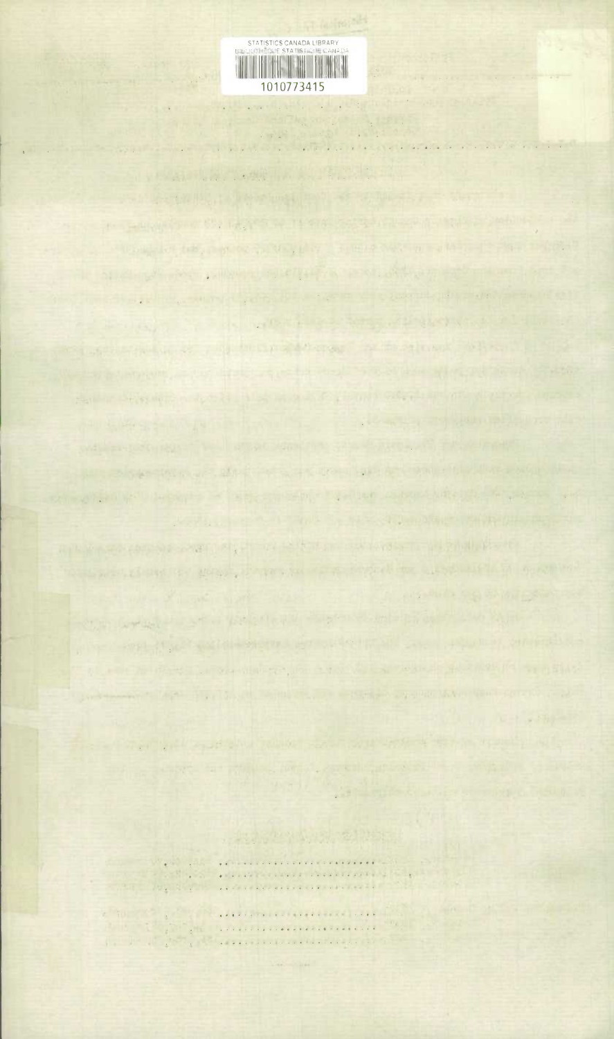STATISTICS CANADA LIBRARY
BIBLIOTHÈQUE STATISTIQUE CANADA

1010773415